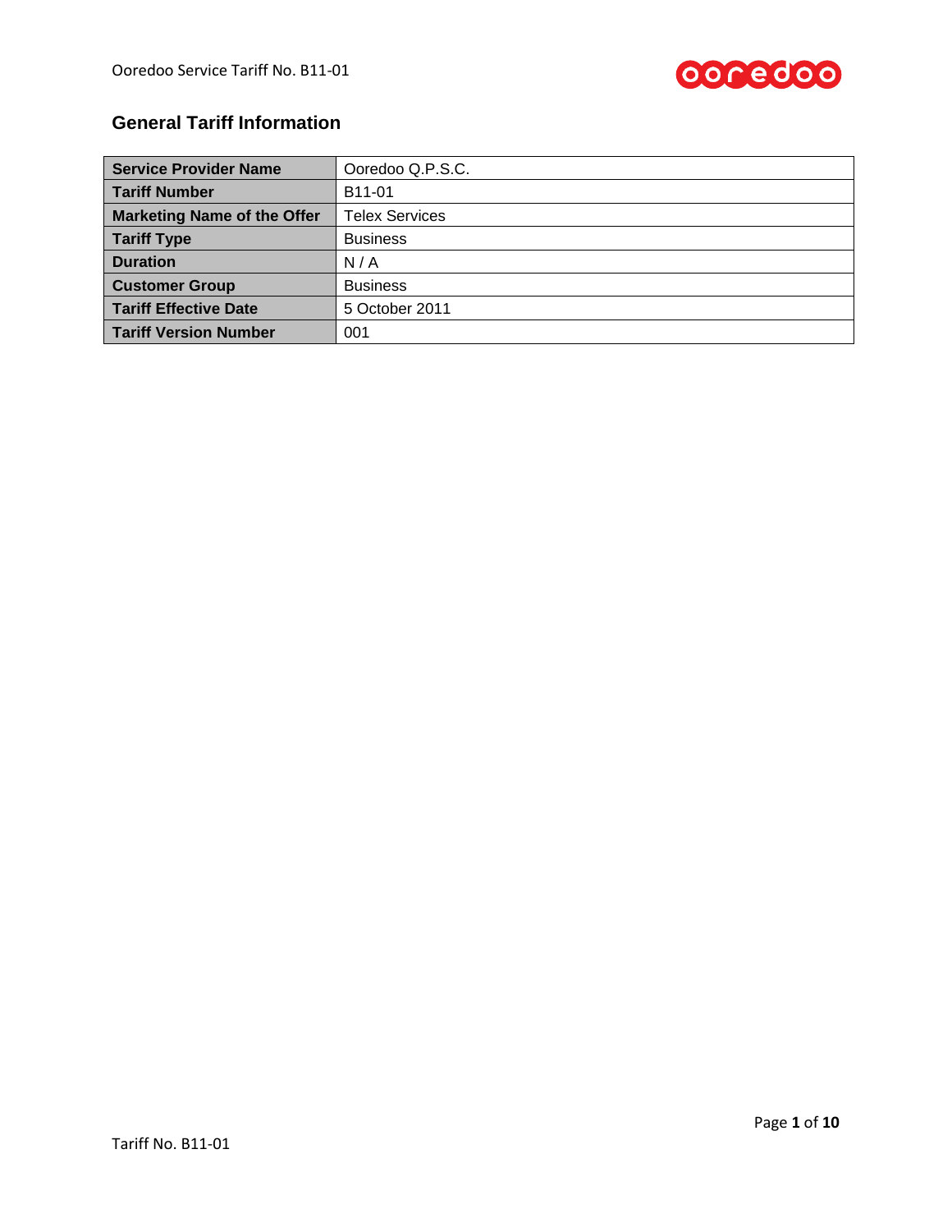## General Tariff Information

| Service Provider Name | Ooredoo Q.P.S.C. |
|---|---|
| **Tariff Number** | B11-01 |
| **Marketing Name of the Offer** | Telex Services |
| **Tariff Type** | Business |
| **Duration** | N / A |
| **Customer Group** | Business |
| **Tariff Effective Date** | 5 October 2011 |
| **Tariff Version Number** | 001 |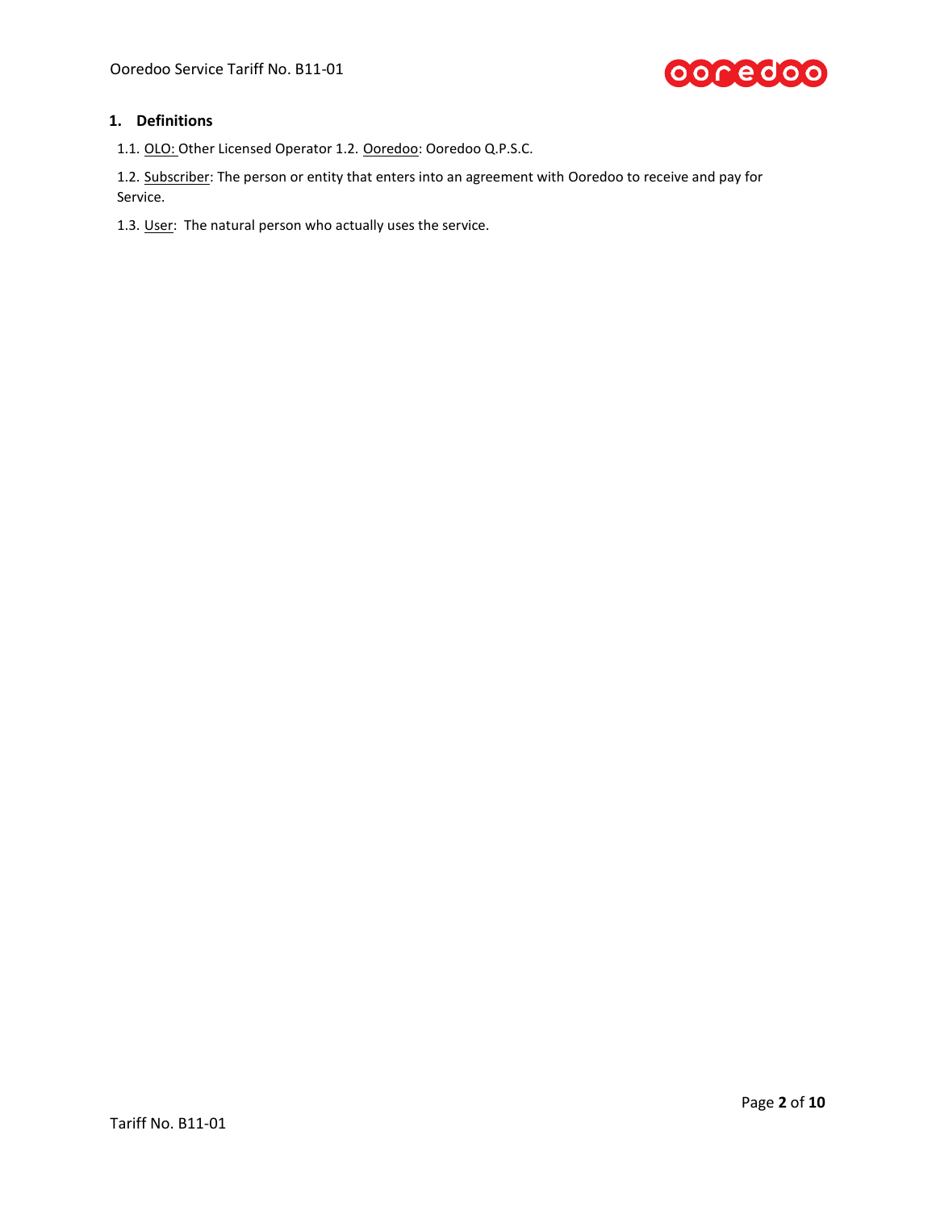## 1. Definitions

1.1. <u>OLO:</u> Other Licensed Operator 1.2. <u>Ooredoo</u>: Ooredoo Q.P.S.C.

1.2. <u>Subscriber</u>: The person or entity that enters into an agreement with Ooredoo to receive and pay for Service.

1.3. <u>User</u>: The natural person who actually uses the service.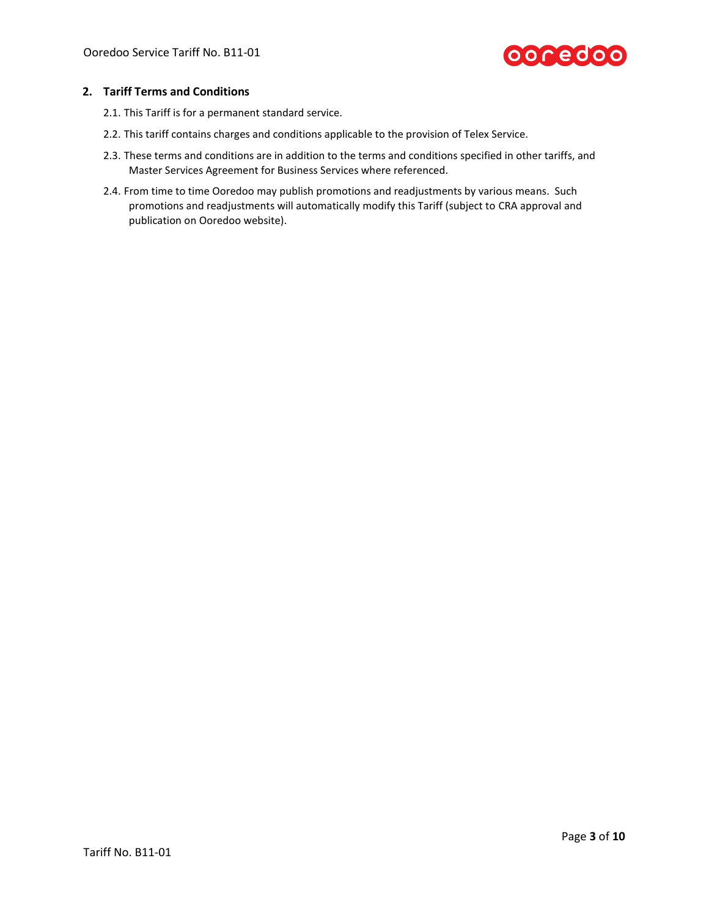## 2. Tariff Terms and Conditions

2.1. This Tariff is for a permanent standard service.

2.2. This tariff contains charges and conditions applicable to the provision of Telex Service.

2.3. These terms and conditions are in addition to the terms and conditions specified in other tariffs, and Master Services Agreement for Business Services where referenced.

2.4. From time to time Ooredoo may publish promotions and readjustments by various means. Such promotions and readjustments will automatically modify this Tariff (subject to CRA approval and publication on Ooredoo website).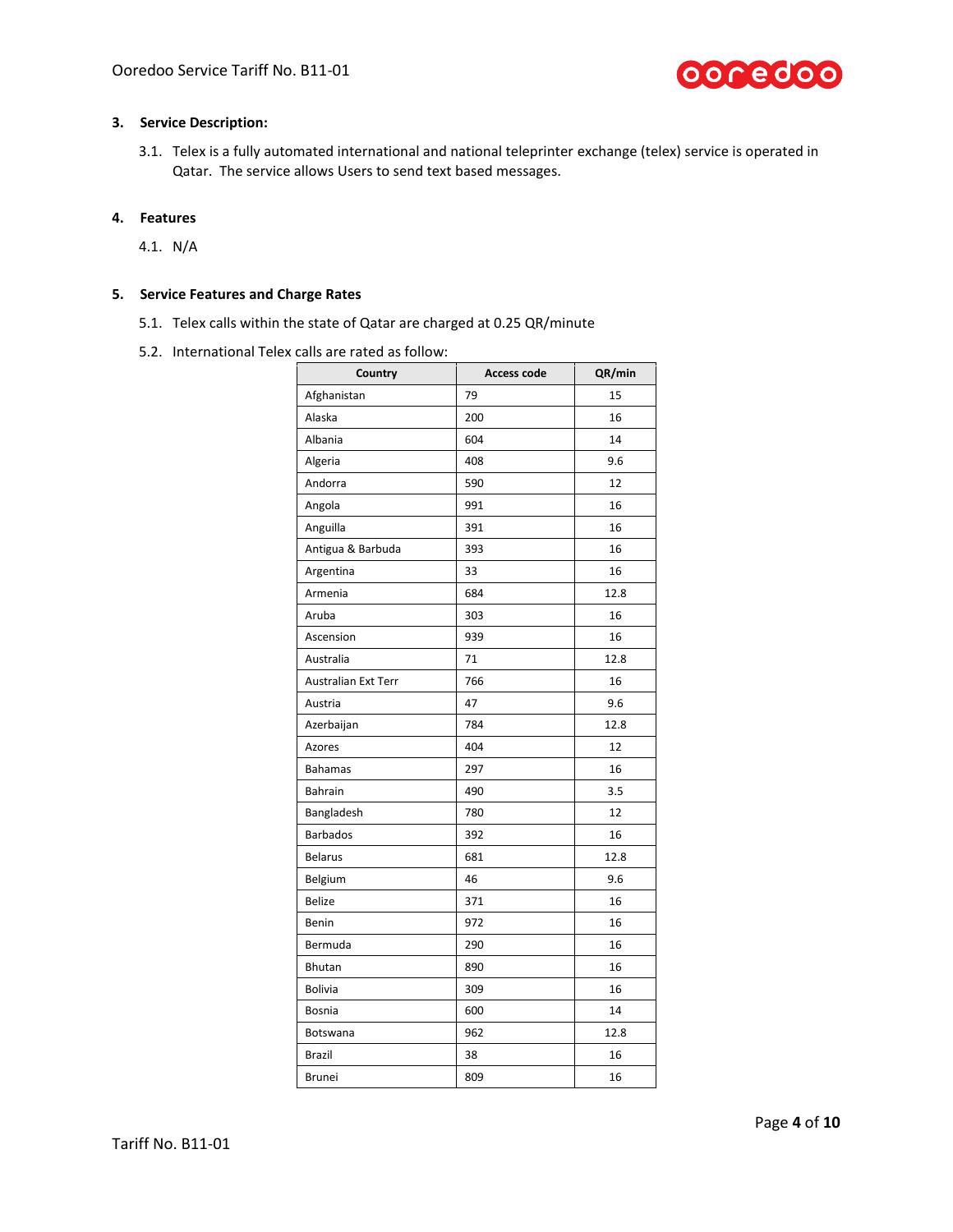## 3. Service Description:

3.1. Telex is a fully automated international and national teleprinter exchange (telex) service is operated in Qatar. The service allows Users to send text based messages.

## 4. Features

4.1. N/A

## 5. Service Features and Charge Rates

5.1. Telex calls within the state of Qatar are charged at 0.25 QR/minute

5.2. International Telex calls are rated as follow:

| Country | Access code | QR/min |
|---|---|---|
| Afghanistan | 79 | 15 |
| Alaska | 200 | 16 |
| Albania | 604 | 14 |
| Algeria | 408 | 9.6 |
| Andorra | 590 | 12 |
| Angola | 991 | 16 |
| Anguilla | 391 | 16 |
| Antigua & Barbuda | 393 | 16 |
| Argentina | 33 | 16 |
| Armenia | 684 | 12.8 |
| Aruba | 303 | 16 |
| Ascension | 939 | 16 |
| Australia | 71 | 12.8 |
| Australian Ext Terr | 766 | 16 |
| Austria | 47 | 9.6 |
| Azerbaijan | 784 | 12.8 |
| Azores | 404 | 12 |
| Bahamas | 297 | 16 |
| Bahrain | 490 | 3.5 |
| Bangladesh | 780 | 12 |
| Barbados | 392 | 16 |
| Belarus | 681 | 12.8 |
| Belgium | 46 | 9.6 |
| Belize | 371 | 16 |
| Benin | 972 | 16 |
| Bermuda | 290 | 16 |
| Bhutan | 890 | 16 |
| Bolivia | 309 | 16 |
| Bosnia | 600 | 14 |
| Botswana | 962 | 12.8 |
| Brazil | 38 | 16 |
| Brunei | 809 | 16 |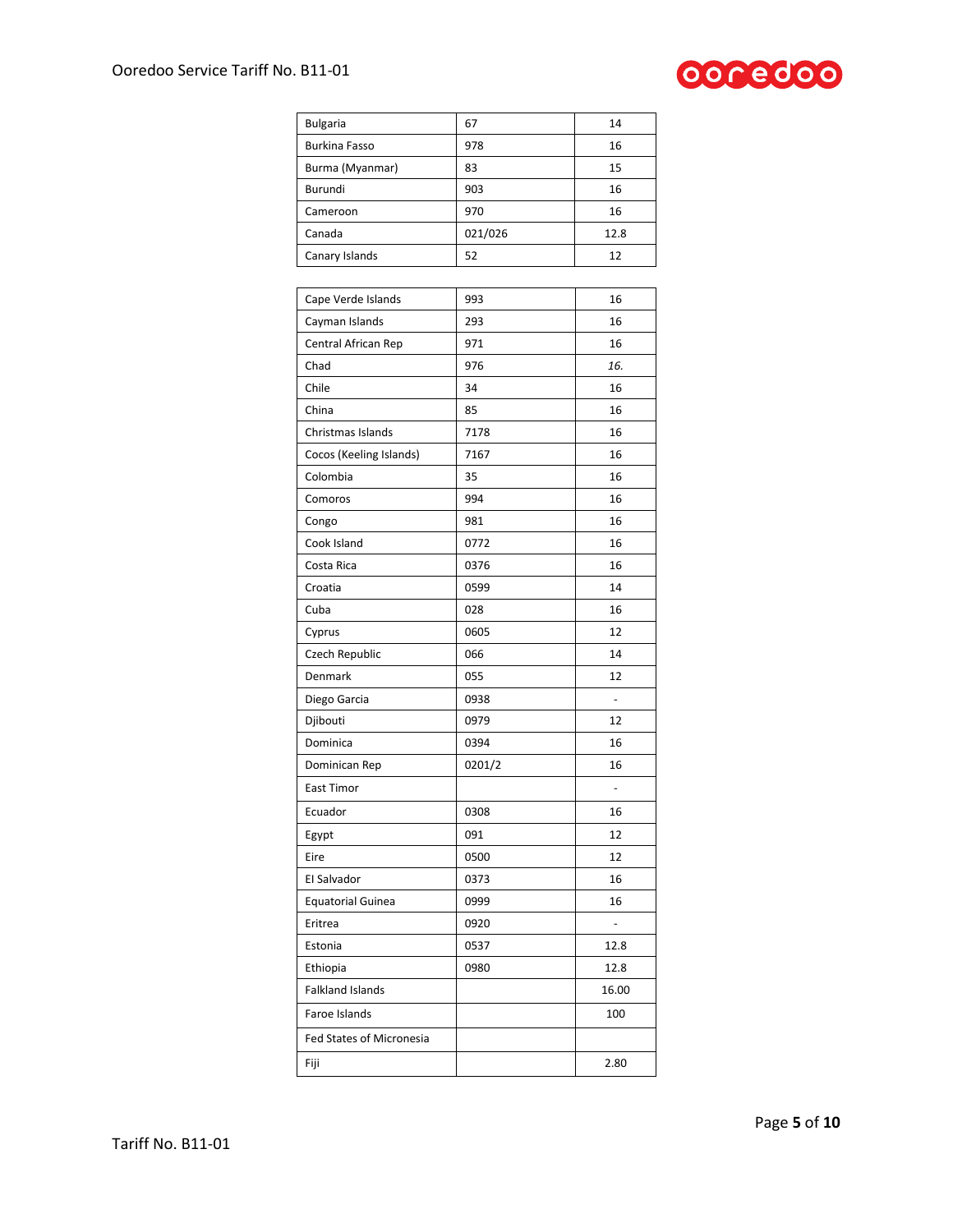| | | |
|---|---|---|
| Bulgaria | 67 | 14 |
| Burkina Fasso | 978 | 16 |
| Burma (Myanmar) | 83 | 15 |
| Burundi | 903 | 16 |
| Cameroon | 970 | 16 |
| Canada | 021/026 | 12.8 |
| Canary Islands | 52 | 12 |
| Cape Verde Islands | 993 | 16 |
| Cayman Islands | 293 | 16 |
| Central African Rep | 971 | 16 |
| Chad | 976 | *16.* |
| Chile | 34 | 16 |
| China | 85 | 16 |
| Christmas Islands | 7178 | 16 |
| Cocos (Keeling Islands) | 7167 | 16 |
| Colombia | 35 | 16 |
| Comoros | 994 | 16 |
| Congo | 981 | 16 |
| Cook Island | 0772 | 16 |
| Costa Rica | 0376 | 16 |
| Croatia | 0599 | 14 |
| Cuba | 028 | 16 |
| Cyprus | 0605 | 12 |
| Czech Republic | 066 | 14 |
| Denmark | 055 | 12 |
| Diego Garcia | 0938 | - |
| Djibouti | 0979 | 12 |
| Dominica | 0394 | 16 |
| Dominican Rep | 0201/2 | 16 |
| East Timor | | - |
| Ecuador | 0308 | 16 |
| Egypt | 091 | 12 |
| Eire | 0500 | 12 |
| El Salvador | 0373 | 16 |
| Equatorial Guinea | 0999 | 16 |
| Eritrea | 0920 | - |
| Estonia | 0537 | 12.8 |
| Ethiopia | 0980 | 12.8 |
| Falkland Islands | | 16.00 |
| Faroe Islands | | 100 |
| Fed States of Micronesia | | |
| Fiji | | 2.80 |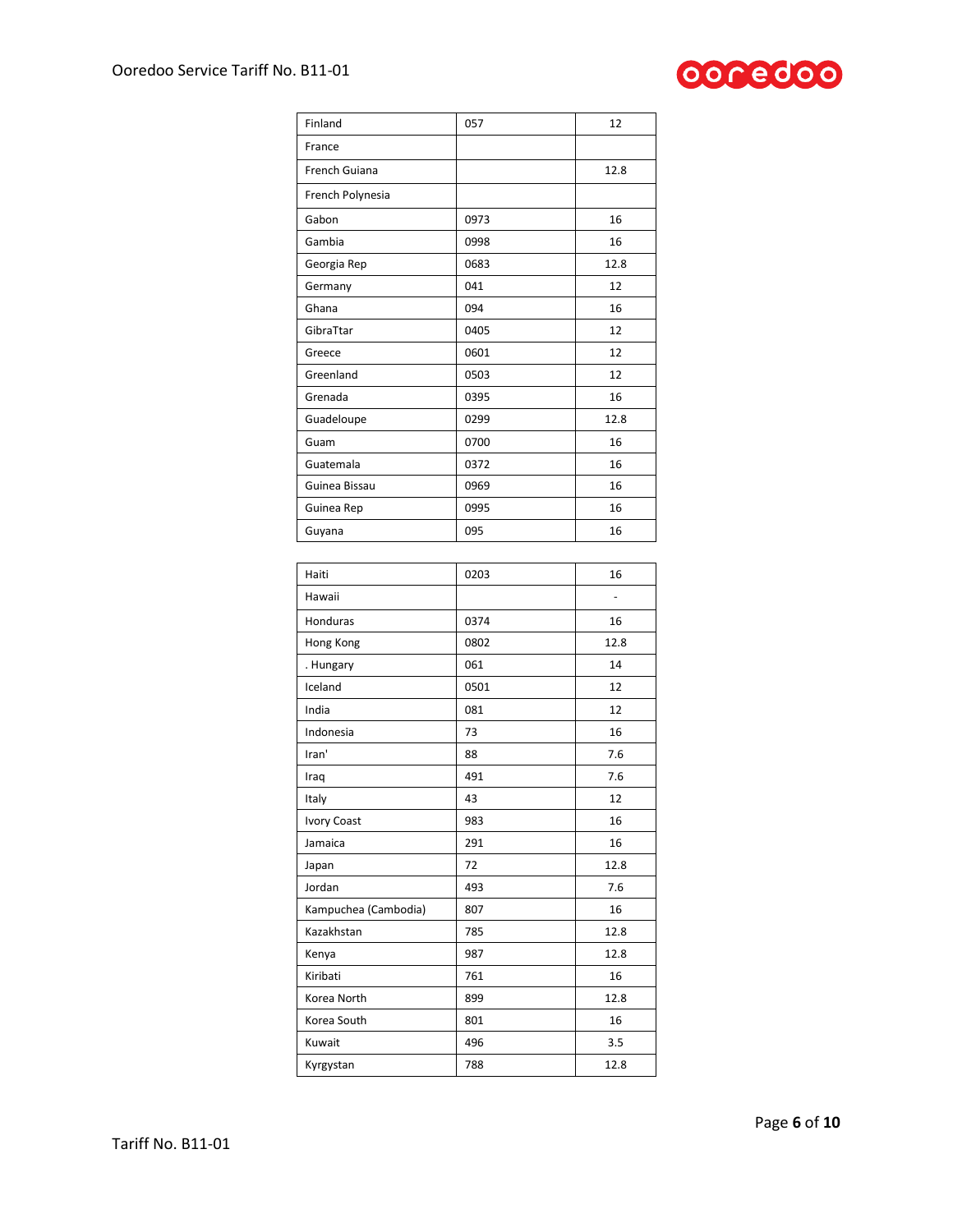| | | |
|---|---|---|
| Finland | 057 | 12 |
| France | | |
| French Guiana | | 12.8 |
| French Polynesia | | |
| Gabon | 0973 | 16 |
| Gambia | 0998 | 16 |
| Georgia Rep | 0683 | 12.8 |
| Germany | 041 | 12 |
| Ghana | 094 | 16 |
| GibraTtar | 0405 | 12 |
| Greece | 0601 | 12 |
| Greenland | 0503 | 12 |
| Grenada | 0395 | 16 |
| Guadeloupe | 0299 | 12.8 |
| Guam | 0700 | 16 |
| Guatemala | 0372 | 16 |
| Guinea Bissau | 0969 | 16 |
| Guinea Rep | 0995 | 16 |
| Guyana | 095 | 16 |

| | | |
|---|---|---|
| Haiti | 0203 | 16 |
| Hawaii | | - |
| Honduras | 0374 | 16 |
| Hong Kong | 0802 | 12.8 |
| . Hungary | 061 | 14 |
| Iceland | 0501 | 12 |
| India | 081 | 12 |
| Indonesia | 73 | 16 |
| Iran' | 88 | 7.6 |
| Iraq | 491 | 7.6 |
| Italy | 43 | 12 |
| Ivory Coast | 983 | 16 |
| Jamaica | 291 | 16 |
| Japan | 72 | 12.8 |
| Jordan | 493 | 7.6 |
| Kampuchea (Cambodia) | 807 | 16 |
| Kazakhstan | 785 | 12.8 |
| Kenya | 987 | 12.8 |
| Kiribati | 761 | 16 |
| Korea North | 899 | 12.8 |
| Korea South | 801 | 16 |
| Kuwait | 496 | 3.5 |
| Kyrgystan | 788 | 12.8 |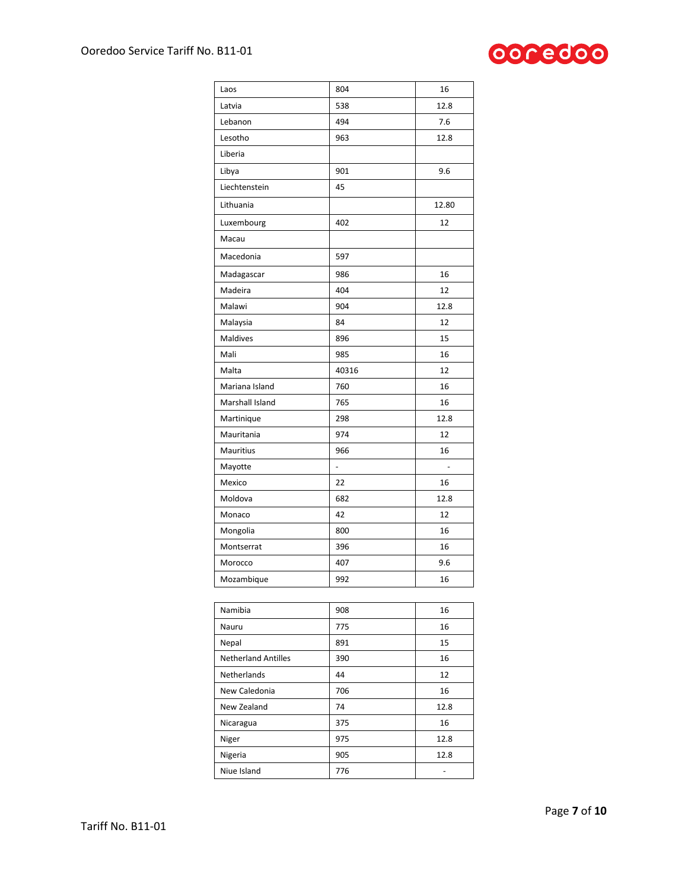| | | |
|---|---|---|
| Laos | 804 | 16 |
| Latvia | 538 | 12.8 |
| Lebanon | 494 | 7.6 |
| Lesotho | 963 | 12.8 |
| Liberia | | |
| Libya | 901 | 9.6 |
| Liechtenstein | 45 | |
| Lithuania | | 12.80 |
| Luxembourg | 402 | 12 |
| Macau | | |
| Macedonia | 597 | |
| Madagascar | 986 | 16 |
| Madeira | 404 | 12 |
| Malawi | 904 | 12.8 |
| Malaysia | 84 | 12 |
| Maldives | 896 | 15 |
| Mali | 985 | 16 |
| Malta | 40316 | 12 |
| Mariana Island | 760 | 16 |
| Marshall Island | 765 | 16 |
| Martinique | 298 | 12.8 |
| Mauritania | 974 | 12 |
| Mauritius | 966 | 16 |
| Mayotte | - | - |
| Mexico | 22 | 16 |
| Moldova | 682 | 12.8 |
| Monaco | 42 | 12 |
| Mongolia | 800 | 16 |
| Montserrat | 396 | 16 |
| Morocco | 407 | 9.6 |
| Mozambique | 992 | 16 |
| Namibia | 908 | 16 |
| Nauru | 775 | 16 |
| Nepal | 891 | 15 |
| Netherland Antilles | 390 | 16 |
| Netherlands | 44 | 12 |
| New Caledonia | 706 | 16 |
| New Zealand | 74 | 12.8 |
| Nicaragua | 375 | 16 |
| Niger | 975 | 12.8 |
| Nigeria | 905 | 12.8 |
| Niue Island | 776 | - |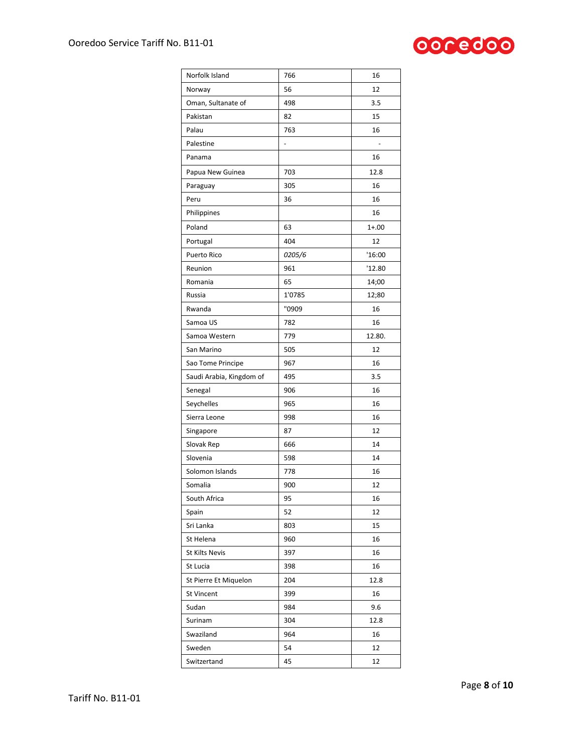| Norfolk Island | 766 | 16 |
|---|---|---|
| Norway | 56 | 12 |
| Oman, Sultanate of | 498 | 3.5 |
| Pakistan | 82 | 15 |
| Palau | 763 | 16 |
| Palestine | - | - |
| Panama | | 16 |
| Papua New Guinea | 703 | 12.8 |
| Paraguay | 305 | 16 |
| Peru | 36 | 16 |
| Philippines | | 16 |
| Poland | 63 | 1+.00 |
| Portugal | 404 | 12 |
| Puerto Rico | *0205/6* | '16:00 |
| Reunion | 961 | '12.80 |
| Romania | 65 | 14;00 |
| Russia | 1'0785 | 12;80 |
| Rwanda | "0909 | 16 |
| Samoa US | 782 | 16 |
| Samoa Western | 779 | 12.80. |
| San Marino | 505 | 12 |
| Sao Tome Principe | 967 | 16 |
| Saudi Arabia, Kingdom of | 495 | 3.5 |
| Senegal | 906 | 16 |
| Seychelles | 965 | 16 |
| Sierra Leone | 998 | 16 |
| Singapore | 87 | 12 |
| Slovak Rep | 666 | 14 |
| Slovenia | 598 | 14 |
| Solomon Islands | 778 | 16 |
| Somalia | 900 | 12 |
| South Africa | 95 | 16 |
| Spain | 52 | 12 |
| Sri Lanka | 803 | 15 |
| St Helena | 960 | 16 |
| St Kilts Nevis | 397 | 16 |
| St Lucia | 398 | 16 |
| St Pierre Et Miquelon | 204 | 12.8 |
| St Vincent | 399 | 16 |
| Sudan | 984 | 9.6 |
| Surinam | 304 | 12.8 |
| Swaziland | 964 | 16 |
| Sweden | 54 | 12 |
| Switzertand | 45 | 12 |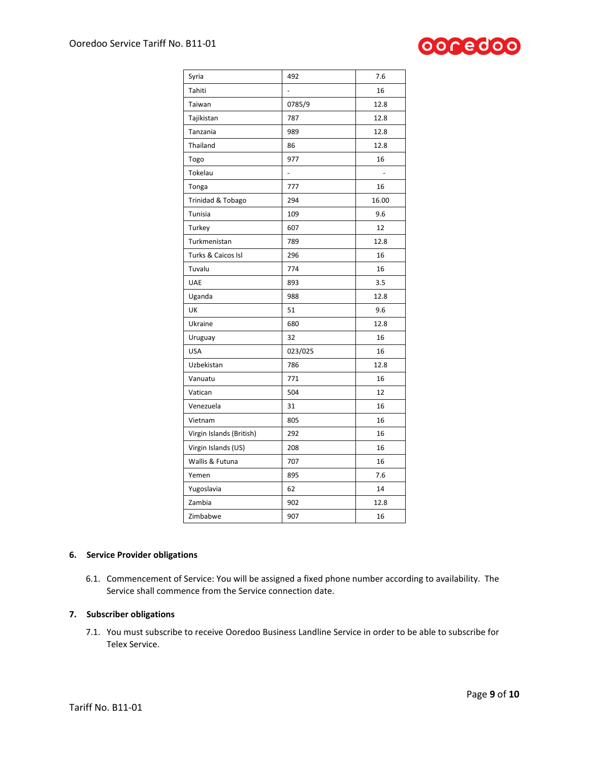| Syria | 492 | 7.6 |
|---|---|---|
| Tahiti | - | 16 |
| Taiwan | 0785/9 | 12.8 |
| Tajikistan | 787 | 12.8 |
| Tanzania | 989 | 12.8 |
| Thailand | 86 | 12.8 |
| Togo | 977 | 16 |
| Tokelau | - | - |
| Tonga | 777 | 16 |
| Trinidad & Tobago | 294 | 16.00 |
| Tunisia | 109 | 9.6 |
| Turkey | 607 | 12 |
| Turkmenistan | 789 | 12.8 |
| Turks & Caicos Isl | 296 | 16 |
| Tuvalu | 774 | 16 |
| UAE | 893 | 3.5 |
| Uganda | 988 | 12.8 |
| UK | 51 | 9.6 |
| Ukraine | 680 | 12.8 |
| Uruguay | 32 | 16 |
| USA | 023/025 | 16 |
| Uzbekistan | 786 | 12.8 |
| Vanuatu | 771 | 16 |
| Vatican | 504 | 12 |
| Venezuela | 31 | 16 |
| Vietnam | 805 | 16 |
| Virgin Islands (British) | 292 | 16 |
| Virgin Islands (US) | 208 | 16 |
| Wallis & Futuna | 707 | 16 |
| Yemen | 895 | 7.6 |
| Yugoslavia | 62 | 14 |
| Zambia | 902 | 12.8 |
| Zimbabwe | 907 | 16 |

## 6. Service Provider obligations

6.1. Commencement of Service: You will be assigned a fixed phone number according to availability. The Service shall commence from the Service connection date.

## 7. Subscriber obligations

7.1. You must subscribe to receive Ooredoo Business Landline Service in order to be able to subscribe for Telex Service.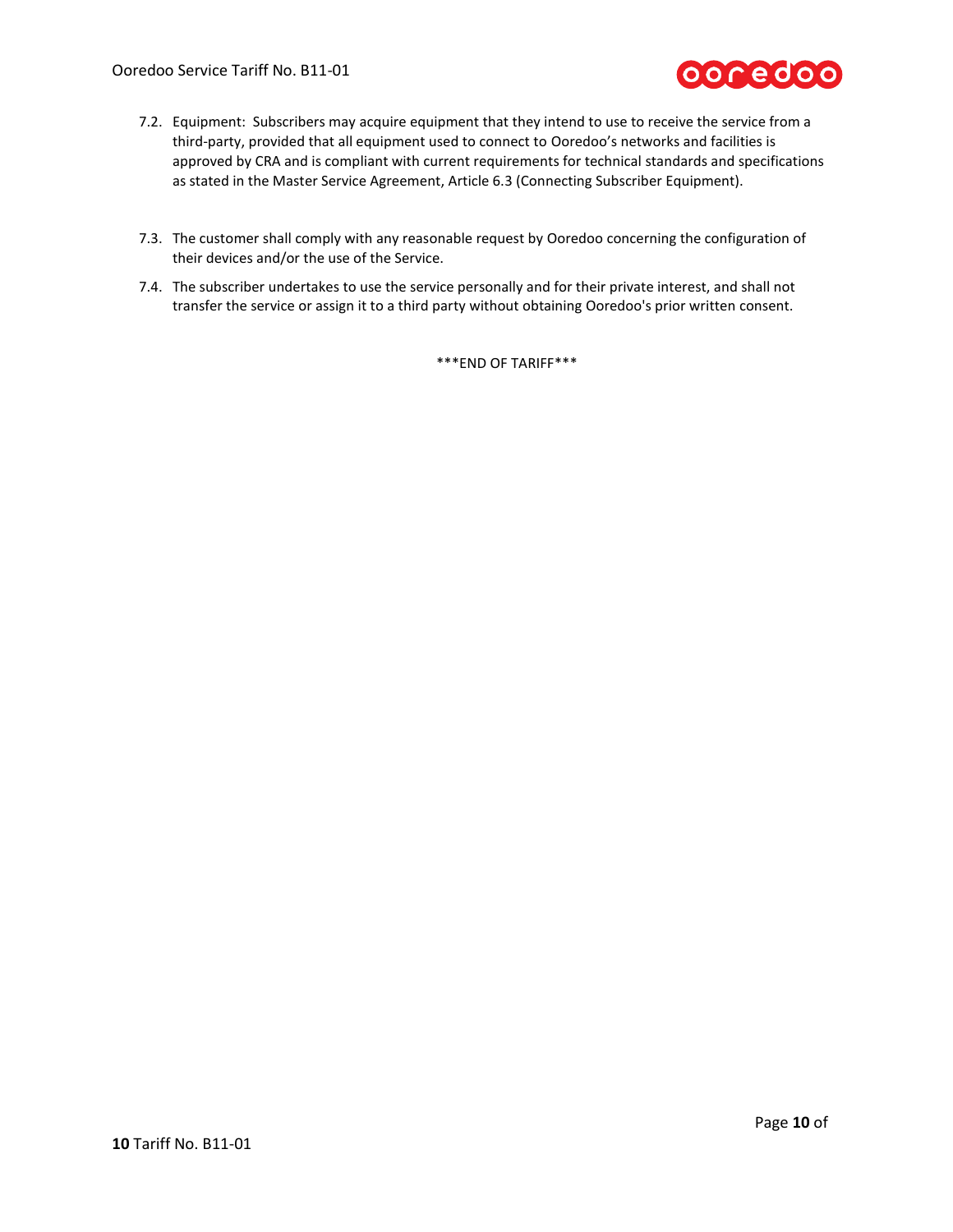7.2. Equipment: Subscribers may acquire equipment that they intend to use to receive the service from a third-party, provided that all equipment used to connect to Ooredoo's networks and facilities is approved by CRA and is compliant with current requirements for technical standards and specifications as stated in the Master Service Agreement, Article 6.3 (Connecting Subscriber Equipment).

7.3. The customer shall comply with any reasonable request by Ooredoo concerning the configuration of their devices and/or the use of the Service.

7.4. The subscriber undertakes to use the service personally and for their private interest, and shall not transfer the service or assign it to a third party without obtaining Ooredoo's prior written consent.

***END OF TARIFF***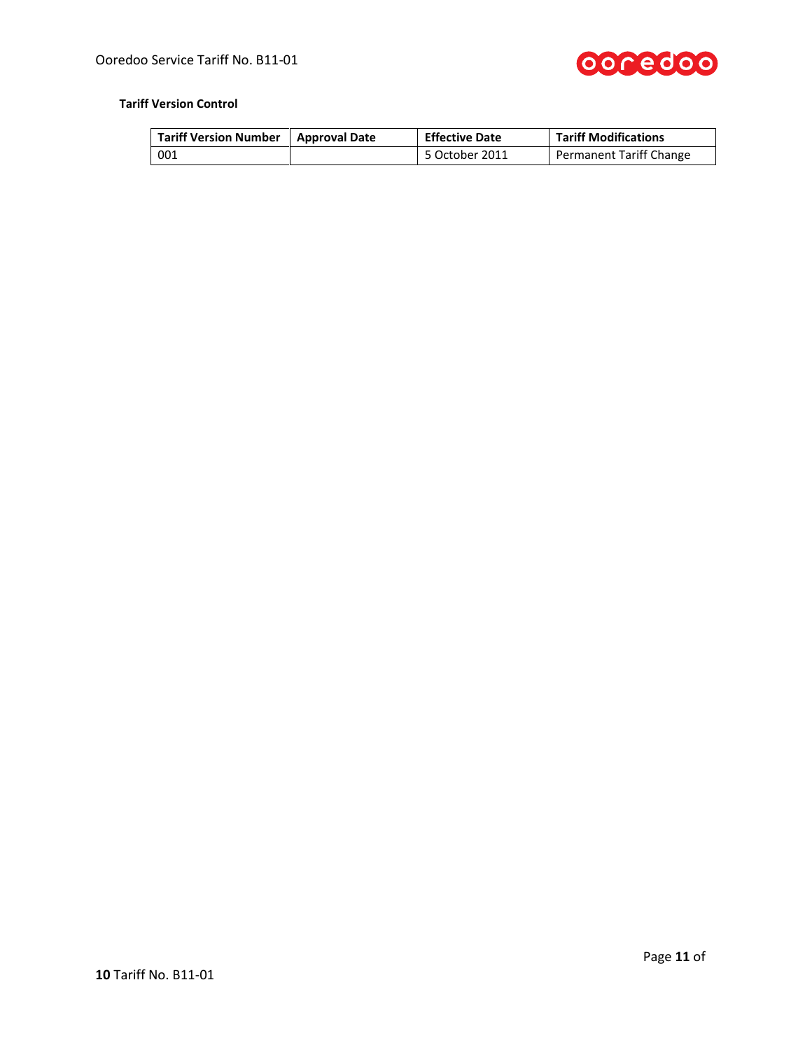**Tariff Version Control**

| Tariff Version Number | Approval Date | Effective Date | Tariff Modifications |
|---|---|---|---|
| 001 | | 5 October 2011 | Permanent Tariff Change |